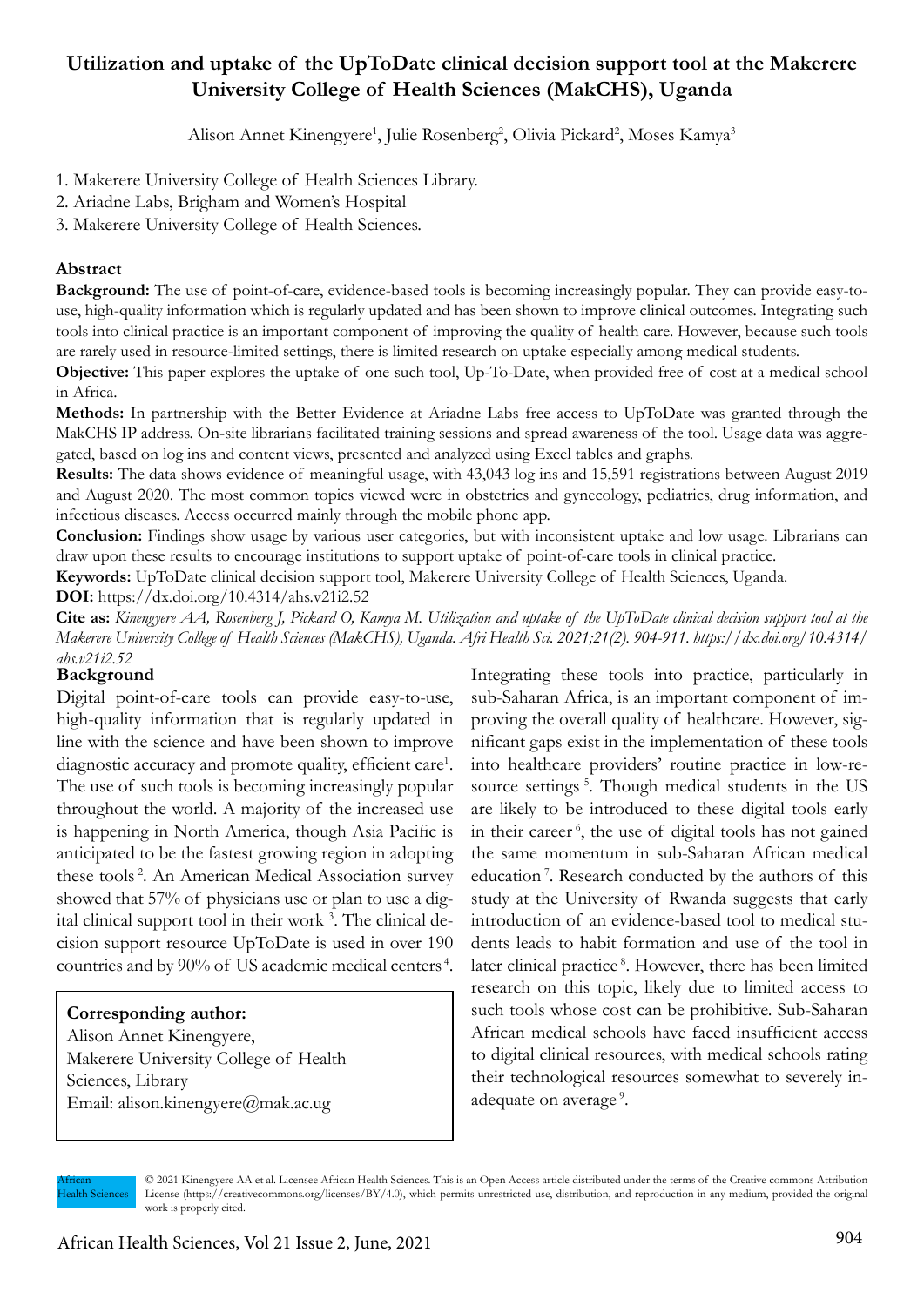# Utilization and uptake of the UpToDate clinical decision support tool at the Makerere University College of Health Sciences (MakCHS), Uganda

Alison Annet Kinengyere[1], Julie Rosenberg[2], Olivia Pickard[2], Moses Kamya[3]

1. Makerere University College of Health Sciences Library.
2. Ariadne Labs, Brigham and Women's Hospital
3. Makerere University College of Health Sciences.

## Abstract

**Background:** The use of point-of-care, evidence-based tools is becoming increasingly popular. They can provide easy-to-use, high-quality information which is regularly updated and has been shown to improve clinical outcomes. Integrating such tools into clinical practice is an important component of improving the quality of health care. However, because such tools are rarely used in resource-limited settings, there is limited research on uptake especially among medical students.

**Objective:** This paper explores the uptake of one such tool, Up-To-Date, when provided free of cost at a medical school in Africa.

**Methods:** In partnership with the Better Evidence at Ariadne Labs free access to UpToDate was granted through the MakCHS IP address. On-site librarians facilitated training sessions and spread awareness of the tool. Usage data was aggregated, based on log ins and content views, presented and analyzed using Excel tables and graphs.

**Results:** The data shows evidence of meaningful usage, with 43,043 log ins and 15,591 registrations between August 2019 and August 2020. The most common topics viewed were in obstetrics and gynecology, pediatrics, drug information, and infectious diseases. Access occurred mainly through the mobile phone app.

**Conclusion:** Findings show usage by various user categories, but with inconsistent uptake and low usage. Librarians can draw upon these results to encourage institutions to support uptake of point-of-care tools in clinical practice.

**Keywords:** UpToDate clinical decision support tool, Makerere University College of Health Sciences, Uganda.

**DOI:** https://dx.doi.org/10.4314/ahs.v21i2.52

**Cite as:** *Kinengyere AA, Rosenberg J, Pickard O, Kamya M. Utilization and uptake of the UpToDate clinical decision support tool at the Makerere University College of Health Sciences (MakCHS), Uganda. Afri Health Sci. 2021;21(2). 904-911. https://dx.doi.org/10.4314/ahs.v21i2.52*

## Background

Digital point-of-care tools can provide easy-to-use, high-quality information that is regularly updated in line with the science and have been shown to improve diagnostic accuracy and promote quality, efficient care[1]. The use of such tools is becoming increasingly popular throughout the world. A majority of the increased use is happening in North America, though Asia Pacific is anticipated to be the fastest growing region in adopting these tools[2]. An American Medical Association survey showed that 57% of physicians use or plan to use a digital clinical support tool in their work[3]. The clinical decision support resource UpToDate is used in over 190 countries and by 90% of US academic medical centers[4].

**Corresponding author:**
Alison Annet Kinengyere,
Makerere University College of Health Sciences, Library
Email: alison.kinengyere@mak.ac.ug

Integrating these tools into practice, particularly in sub-Saharan Africa, is an important component of improving the overall quality of healthcare. However, significant gaps exist in the implementation of these tools into healthcare providers' routine practice in low-resource settings[5]. Though medical students in the US are likely to be introduced to these digital tools early in their career[6], the use of digital tools has not gained the same momentum in sub-Saharan African medical education[7]. Research conducted by the authors of this study at the University of Rwanda suggests that early introduction of an evidence-based tool to medical students leads to habit formation and use of the tool in later clinical practice[8]. However, there has been limited research on this topic, likely due to limited access to such tools whose cost can be prohibitive. Sub-Saharan African medical schools have faced insufficient access to digital clinical resources, with medical schools rating their technological resources somewhat to severely inadequate on average[9].

© 2021 Kinengyere AA et al. Licensee African Health Sciences. This is an Open Access article distributed under the terms of the Creative commons Attribution License (https://creativecommons.org/licenses/BY/4.0), which permits unrestricted use, distribution, and reproduction in any medium, provided the original work is properly cited.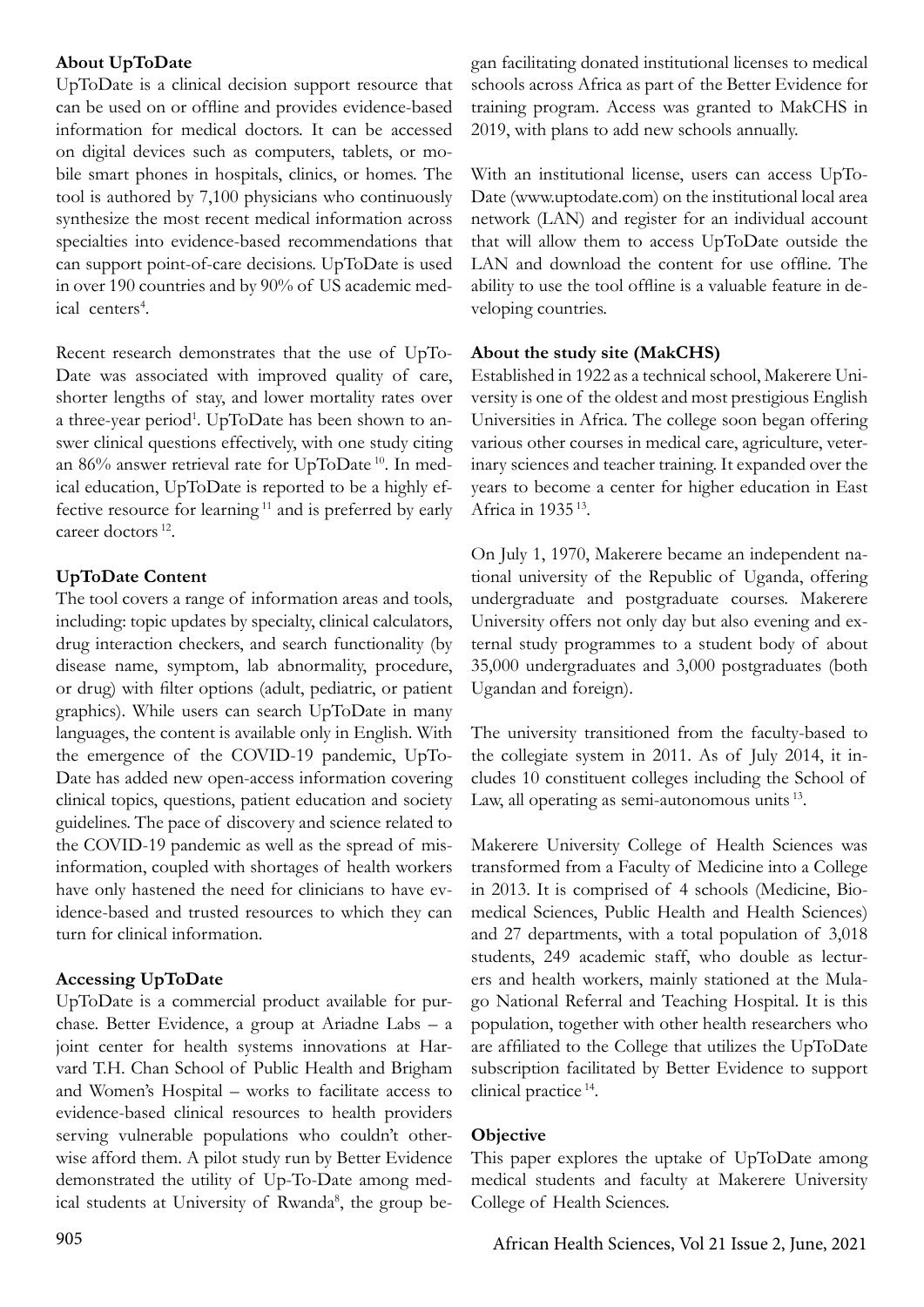### About UpToDate

UpToDate is a clinical decision support resource that can be used on or offline and provides evidence-based information for medical doctors. It can be accessed on digital devices such as computers, tablets, or mobile smart phones in hospitals, clinics, or homes. The tool is authored by 7,100 physicians who continuously synthesize the most recent medical information across specialties into evidence-based recommendations that can support point-of-care decisions. UpToDate is used in over 190 countries and by 90% of US academic medical centers[4].

Recent research demonstrates that the use of UpToDate was associated with improved quality of care, shorter lengths of stay, and lower mortality rates over a three-year period[1]. UpToDate has been shown to answer clinical questions effectively, with one study citing an 86% answer retrieval rate for UpToDate [10]. In medical education, UpToDate is reported to be a highly effective resource for learning [11] and is preferred by early career doctors [12].

### UpToDate Content

The tool covers a range of information areas and tools, including: topic updates by specialty, clinical calculators, drug interaction checkers, and search functionality (by disease name, symptom, lab abnormality, procedure, or drug) with filter options (adult, pediatric, or patient graphics). While users can search UpToDate in many languages, the content is available only in English. With the emergence of the COVID-19 pandemic, UpToDate has added new open-access information covering clinical topics, questions, patient education and society guidelines. The pace of discovery and science related to the COVID-19 pandemic as well as the spread of misinformation, coupled with shortages of health workers have only hastened the need for clinicians to have evidence-based and trusted resources to which they can turn for clinical information.

### Accessing UpToDate

UpToDate is a commercial product available for purchase. Better Evidence, a group at Ariadne Labs – a joint center for health systems innovations at Harvard T.H. Chan School of Public Health and Brigham and Women's Hospital – works to facilitate access to evidence-based clinical resources to health providers serving vulnerable populations who couldn't otherwise afford them. A pilot study run by Better Evidence demonstrated the utility of Up-To-Date among medical students at University of Rwanda[8], the group began facilitating donated institutional licenses to medical schools across Africa as part of the Better Evidence for training program. Access was granted to MakCHS in 2019, with plans to add new schools annually.

With an institutional license, users can access UpToDate (www.uptodate.com) on the institutional local area network (LAN) and register for an individual account that will allow them to access UpToDate outside the LAN and download the content for use offline. The ability to use the tool offline is a valuable feature in developing countries.

### About the study site (MakCHS)

Established in 1922 as a technical school, Makerere University is one of the oldest and most prestigious English Universities in Africa. The college soon began offering various other courses in medical care, agriculture, veterinary sciences and teacher training. It expanded over the years to become a center for higher education in East Africa in 1935 [13].

On July 1, 1970, Makerere became an independent national university of the Republic of Uganda, offering undergraduate and postgraduate courses. Makerere University offers not only day but also evening and external study programmes to a student body of about 35,000 undergraduates and 3,000 postgraduates (both Ugandan and foreign).

The university transitioned from the faculty-based to the collegiate system in 2011. As of July 2014, it includes 10 constituent colleges including the School of Law, all operating as semi-autonomous units [13].

Makerere University College of Health Sciences was transformed from a Faculty of Medicine into a College in 2013. It is comprised of 4 schools (Medicine, Biomedical Sciences, Public Health and Health Sciences) and 27 departments, with a total population of 3,018 students, 249 academic staff, who double as lecturers and health workers, mainly stationed at the Mulago National Referral and Teaching Hospital. It is this population, together with other health researchers who are affiliated to the College that utilizes the UpToDate subscription facilitated by Better Evidence to support clinical practice [14].

### Objective

This paper explores the uptake of UpToDate among medical students and faculty at Makerere University College of Health Sciences.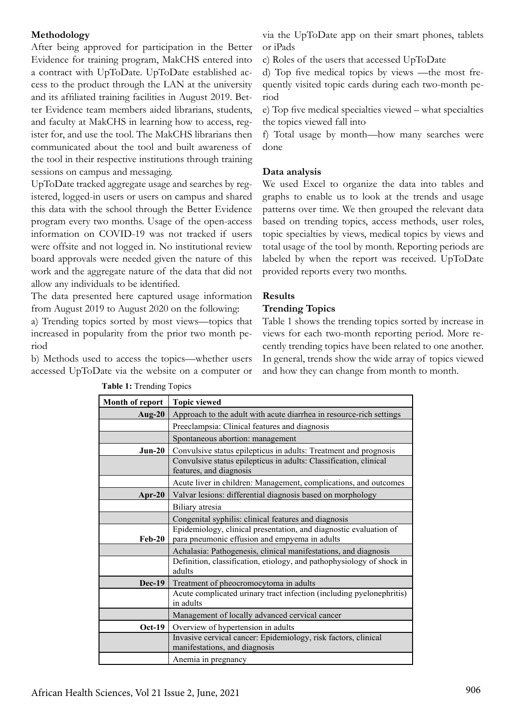**Methodology**

After being approved for participation in the Better Evidence for training program, MakCHS entered into a contract with UpToDate. UpToDate established access to the product through the LAN at the university and its affiliated training facilities in August 2019. Better Evidence team members aided librarians, students, and faculty at MakCHS in learning how to access, register for, and use the tool. The MakCHS librarians then communicated about the tool and built awareness of the tool in their respective institutions through training sessions on campus and messaging.

UpToDate tracked aggregate usage and searches by registered, logged-in users or users on campus and shared this data with the school through the Better Evidence program every two months. Usage of the open-access information on COVID-19 was not tracked if users were offsite and not logged in. No institutional review board approvals were needed given the nature of this work and the aggregate nature of the data that did not allow any individuals to be identified.

The data presented here captured usage information from August 2019 to August 2020 on the following:

a) Trending topics sorted by most views—topics that increased in popularity from the prior two month period

b) Methods used to access the topics—whether users accessed UpToDate via the website on a computer or via the UpToDate app on their smart phones, tablets or iPads

c) Roles of the users that accessed UpToDate

d) Top five medical topics by views —the most frequently visited topic cards during each two-month period

e) Top five medical specialties viewed – what specialties the topics viewed fall into

f) Total usage by month—how many searches were done

**Data analysis**

We used Excel to organize the data into tables and graphs to enable us to look at the trends and usage patterns over time. We then grouped the relevant data based on trending topics, access methods, user roles, topic specialties by views, medical topics by views and total usage of the tool by month. Reporting periods are labeled by when the report was received. UpToDate provided reports every two months.

**Results**

**Trending Topics**

Table 1 shows the trending topics sorted by increase in views for each two-month reporting period. More recently trending topics have been related to one another. In general, trends show the wide array of topics viewed and how they can change from month to month.

**Table 1:** Trending Topics

| Month of report | Topic viewed |
|---|---|
| Aug-20 | Approach to the adult with acute diarrhea in resource-rich settings |
| | Preeclampsia: Clinical features and diagnosis |
| | Spontaneous abortion: management |
| Jun-20 | Convulsive status epilepticus in adults: Treatment and prognosis |
| | Convulsive status epilepticus in adults: Classification, clinical features, and diagnosis |
| | Acute liver in children: Management, complications, and outcomes |
| Apr-20 | Valvar lesions: differential diagnosis based on morphology |
| | Biliary atresia |
| | Congenital syphilis: clinical features and diagnosis |
| Feb-20 | Epidemiology, clinical presentation, and diagnostic evaluation of para pneumonic effusion and empyema in adults |
| | Achalasia: Pathogenesis, clinical manifestations, and diagnosis |
| | Definition, classification, etiology, and pathophysiology of shock in adults |
| Dec-19 | Treatment of pheocromocytoma in adults |
| | Acute complicated urinary tract infection (including pyelonephritis) in adults |
| | Management of locally advanced cervical cancer |
| Oct-19 | Overview of hypertension in adults |
| | Invasive cervical cancer: Epidemiology, risk factors, clinical manifestations, and diagnosis |
| | Anemia in pregnancy |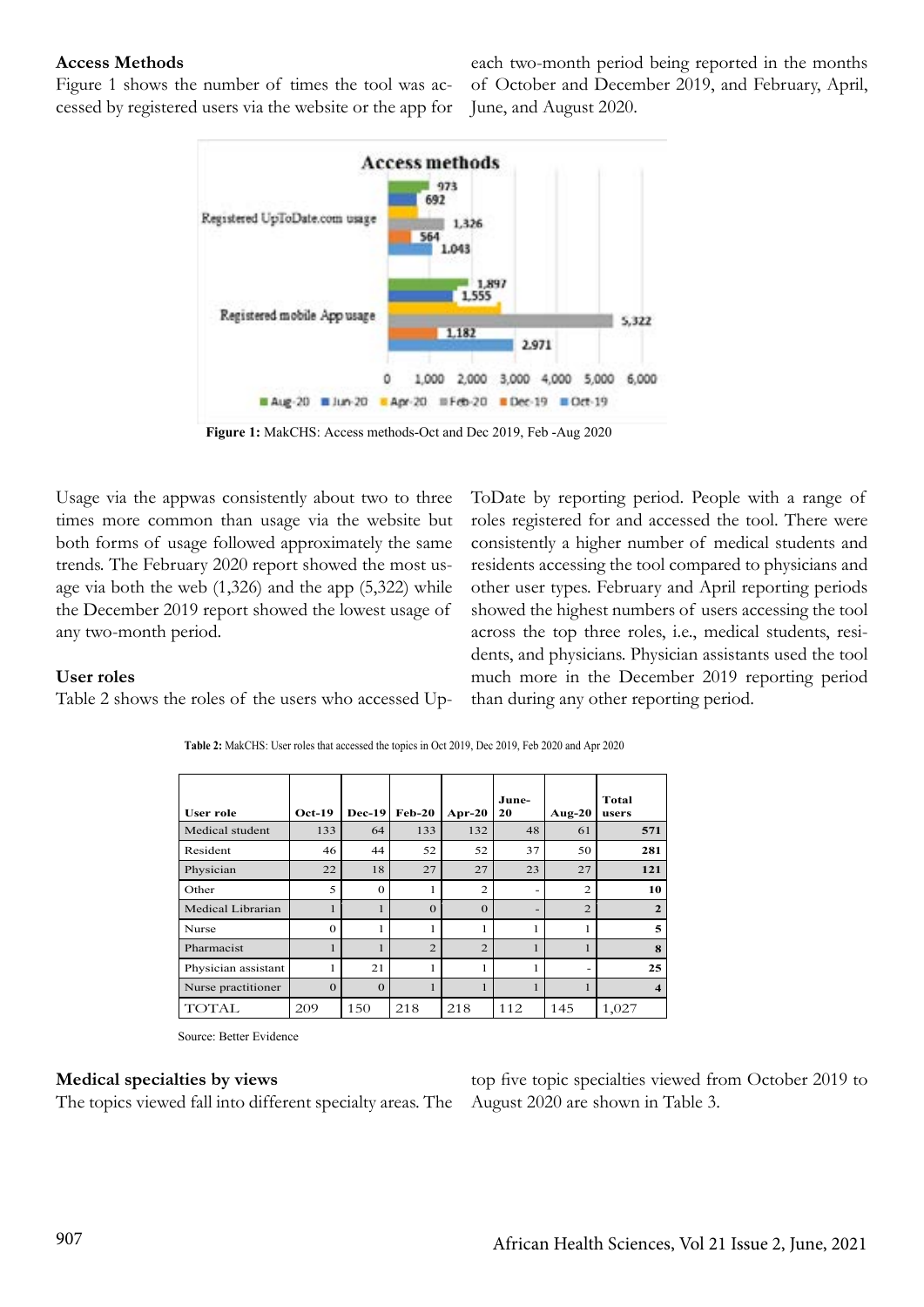### Access Methods

Figure 1 shows the number of times the tool was accessed by registered users via the website or the app for each two-month period being reported in the months of October and December 2019, and February, April, June, and August 2020.

**Figure 1:** MakCHS: Access methods-Oct and Dec 2019, Feb -Aug 2020

Usage via the appwas consistently about two to three times more common than usage via the website but both forms of usage followed approximately the same trends. The February 2020 report showed the most usage via both the web (1,326) and the app (5,322) while the December 2019 report showed the lowest usage of any two-month period.

### User roles

Table 2 shows the roles of the users who accessed UpToDate by reporting period. People with a range of roles registered for and accessed the tool. There were consistently a higher number of medical students and residents accessing the tool compared to physicians and other user types. February and April reporting periods showed the highest numbers of users accessing the tool across the top three roles, i.e., medical students, residents, and physicians. Physician assistants used the tool much more in the December 2019 reporting period than during any other reporting period.

**Table 2:** MakCHS: User roles that accessed the topics in Oct 2019, Dec 2019, Feb 2020 and Apr 2020

| User role | Oct-19 | Dec-19 | Feb-20 | Apr-20 | June-20 | Aug-20 | Total users |
|---|---|---|---|---|---|---|---|
| Medical student | 133 | 64 | 133 | 132 | 48 | 61 | **571** |
| Resident | 46 | 44 | 52 | 52 | 37 | 50 | **281** |
| Physician | 22 | 18 | 27 | 27 | 23 | 27 | **121** |
| Other | 5 | 0 | 1 | 2 | - | 2 | **10** |
| Medical Librarian | 1 | 1 | 0 | 0 | - | 2 | **2** |
| Nurse | 0 | 1 | 1 | 1 | 1 | 1 | **5** |
| Pharmacist | 1 | 1 | 2 | 2 | 1 | 1 | **8** |
| Physician assistant | 1 | 21 | 1 | 1 | 1 | - | **25** |
| Nurse practitioner | 0 | 0 | 1 | 1 | 1 | 1 | **4** |
| TOTAL | 209 | 150 | 218 | 218 | 112 | 145 | 1,027 |

Source: Better Evidence

### Medical specialties by views

The topics viewed fall into different specialty areas. The top five topic specialties viewed from October 2019 to August 2020 are shown in Table 3.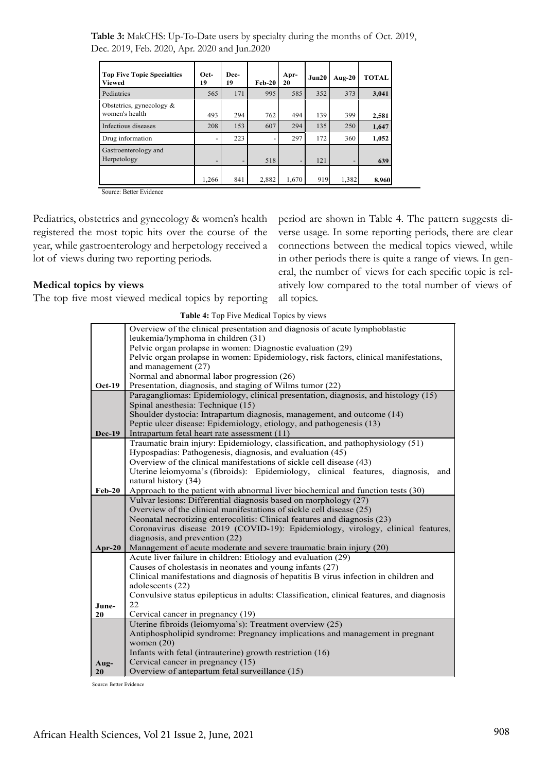**Table 3:** MakCHS: Up-To-Date users by specialty during the months of Oct. 2019, Dec. 2019, Feb. 2020, Apr. 2020 and Jun.2020

| Top Five Topic Specialties Viewed | Oct-19 | Dec-19 | Feb-20 | Apr-20 | Jun20 | Aug-20 | TOTAL |
|---|---|---|---|---|---|---|---|
| Pediatrics | 565 | 171 | 995 | 585 | 352 | 373 | **3,041** |
| Obstetrics, gynecology & women's health | 493 | 294 | 762 | 494 | 139 | 399 | **2,581** |
| Infectious diseases | 208 | 153 | 607 | 294 | 135 | 250 | **1,647** |
| Drug information | - | 223 | - | 297 | 172 | 360 | **1,052** |
| Gastroenterology and Herpetology | - | - | 518 | - | 121 | - | **639** |
| | 1,266 | 841 | 2,882 | 1,670 | 919 | 1,382 | **8,960** |

Source: Better Evidence

Pediatrics, obstetrics and gynecology & women's health registered the most topic hits over the course of the year, while gastroenterology and herpetology received a lot of views during two reporting periods.

**Medical topics by views**

The top five most viewed medical topics by reporting period are shown in Table 4. The pattern suggests diverse usage. In some reporting periods, there are clear connections between the medical topics viewed, while in other periods there is quite a range of views. In general, the number of views for each specific topic is relatively low compared to the total number of views of all topics.

**Table 4:** Top Five Medical Topics by views

| Period | Topics |
|---|---|
| **Oct-19** | Overview of the clinical presentation and diagnosis of acute lymphoblastic leukemia/lymphoma in children (31)<br>Pelvic organ prolapse in women: Diagnostic evaluation (29)<br>Pelvic organ prolapse in women: Epidemiology, risk factors, clinical manifestations, and management (27)<br>Normal and abnormal labor progression (26)<br>Presentation, diagnosis, and staging of Wilms tumor (22) |
| **Dec-19** | Paragangliomas: Epidemiology, clinical presentation, diagnosis, and histology (15)<br>Spinal anesthesia: Technique (15)<br>Shoulder dystocia: Intrapartum diagnosis, management, and outcome (14)<br>Peptic ulcer disease: Epidemiology, etiology, and pathogenesis (13)<br>Intrapartum fetal heart rate assessment (11) |
| **Feb-20** | Traumatic brain injury: Epidemiology, classification, and pathophysiology (51)<br>Hypospadias: Pathogenesis, diagnosis, and evaluation (45)<br>Overview of the clinical manifestations of sickle cell disease (43)<br>Uterine leiomyoma's (fibroids): Epidemiology, clinical features, diagnosis, and natural history (34)<br>Approach to the patient with abnormal liver biochemical and function tests (30) |
| **Apr-20** | Vulvar lesions: Differential diagnosis based on morphology (27)<br>Overview of the clinical manifestations of sickle cell disease (25)<br>Neonatal necrotizing enterocolitis: Clinical features and diagnosis (23)<br>Coronavirus disease 2019 (COVID-19): Epidemiology, virology, clinical features, diagnosis, and prevention (22)<br>Management of acute moderate and severe traumatic brain injury (20) |
| **June-20** | Acute liver failure in children: Etiology and evaluation (29)<br>Causes of cholestasis in neonates and young infants (27)<br>Clinical manifestations and diagnosis of hepatitis B virus infection in children and adolescents (22)<br>Convulsive status epilepticus in adults: Classification, clinical features, and diagnosis 22<br>Cervical cancer in pregnancy (19) |
| **Aug-20** | Uterine fibroids (leiomyoma's): Treatment overview (25)<br>Antiphospholipid syndrome: Pregnancy implications and management in pregnant women (20)<br>Infants with fetal (intrauterine) growth restriction (16)<br>Cervical cancer in pregnancy (15)<br>Overview of antepartum fetal surveillance (15) |

Source: Better Evidence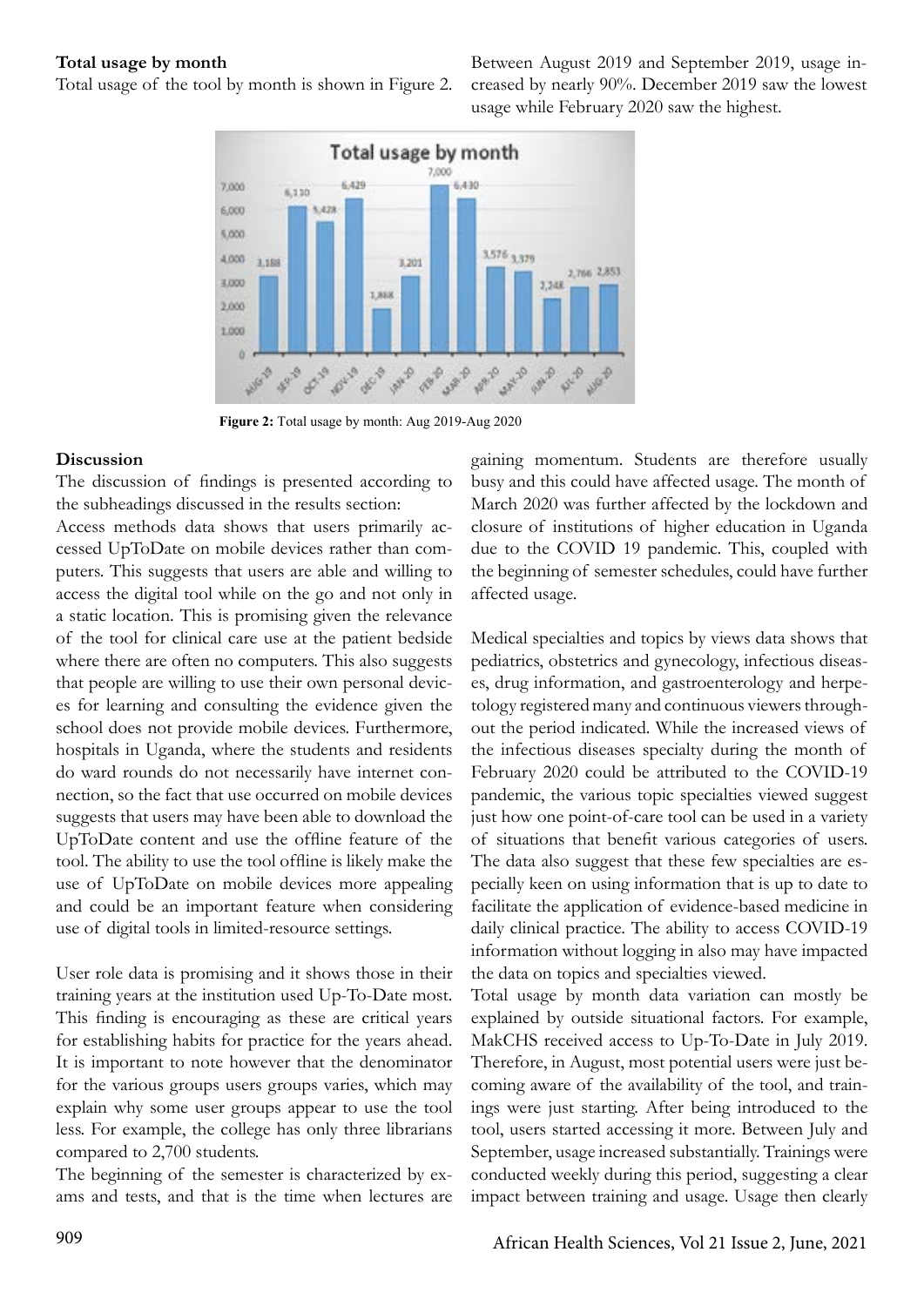**Total usage by month**

Total usage of the tool by month is shown in Figure 2. Between August 2019 and September 2019, usage increased by nearly 90%. December 2019 saw the lowest usage while February 2020 saw the highest.

**Figure 2:** Total usage by month: Aug 2019-Aug 2020

**Discussion**

The discussion of findings is presented according to the subheadings discussed in the results section:

Access methods data shows that users primarily accessed UpToDate on mobile devices rather than computers. This suggests that users are able and willing to access the digital tool while on the go and not only in a static location. This is promising given the relevance of the tool for clinical care use at the patient bedside where there are often no computers. This also suggests that people are willing to use their own personal devices for learning and consulting the evidence given the school does not provide mobile devices. Furthermore, hospitals in Uganda, where the students and residents do ward rounds do not necessarily have internet connection, so the fact that use occurred on mobile devices suggests that users may have been able to download the UpToDate content and use the offline feature of the tool. The ability to use the tool offline is likely make the use of UpToDate on mobile devices more appealing and could be an important feature when considering use of digital tools in limited-resource settings.

User role data is promising and it shows those in their training years at the institution used Up-To-Date most. This finding is encouraging as these are critical years for establishing habits for practice for the years ahead. It is important to note however that the denominator for the various groups users groups varies, which may explain why some user groups appear to use the tool less. For example, the college has only three librarians compared to 2,700 students.

The beginning of the semester is characterized by exams and tests, and that is the time when lectures are gaining momentum. Students are therefore usually busy and this could have affected usage. The month of March 2020 was further affected by the lockdown and closure of institutions of higher education in Uganda due to the COVID 19 pandemic. This, coupled with the beginning of semester schedules, could have further affected usage.

Medical specialties and topics by views data shows that pediatrics, obstetrics and gynecology, infectious diseases, drug information, and gastroenterology and herpetology registered many and continuous viewers throughout the period indicated. While the increased views of the infectious diseases specialty during the month of February 2020 could be attributed to the COVID-19 pandemic, the various topic specialties viewed suggest just how one point-of-care tool can be used in a variety of situations that benefit various categories of users. The data also suggest that these few specialties are especially keen on using information that is up to date to facilitate the application of evidence-based medicine in daily clinical practice. The ability to access COVID-19 information without logging in also may have impacted the data on topics and specialties viewed.

Total usage by month data variation can mostly be explained by outside situational factors. For example, MakCHS received access to Up-To-Date in July 2019. Therefore, in August, most potential users were just becoming aware of the availability of the tool, and trainings were just starting. After being introduced to the tool, users started accessing it more. Between July and September, usage increased substantially. Trainings were conducted weekly during this period, suggesting a clear impact between training and usage. Usage then clearly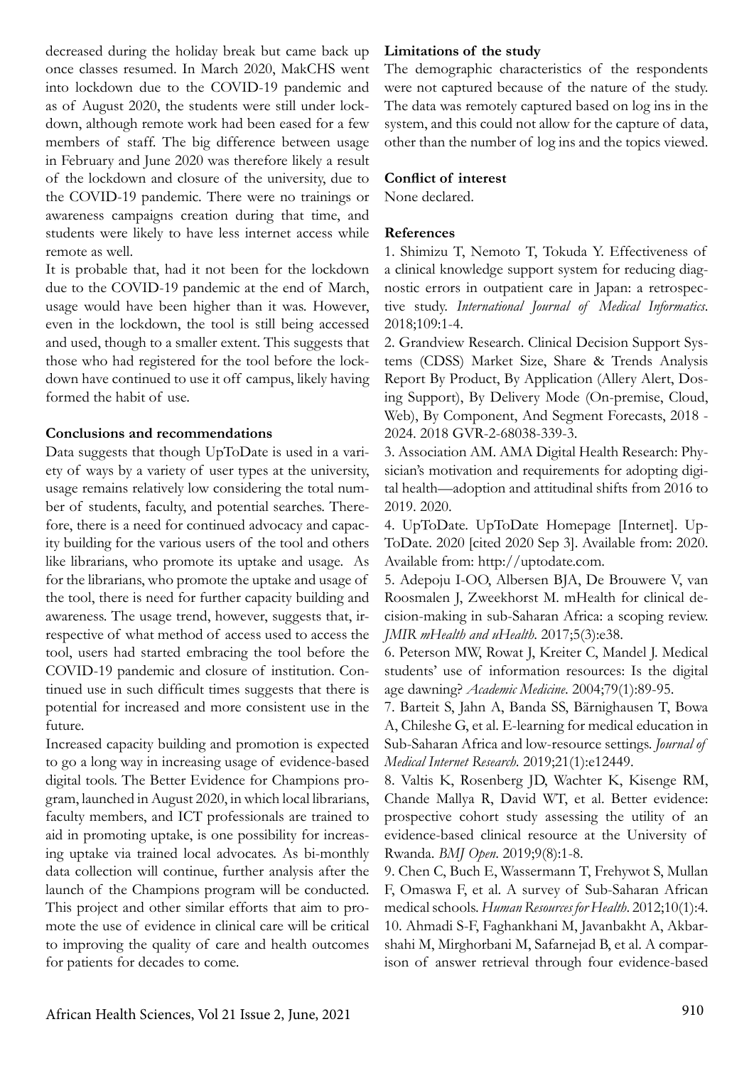decreased during the holiday break but came back up once classes resumed. In March 2020, MakCHS went into lockdown due to the COVID-19 pandemic and as of August 2020, the students were still under lockdown, although remote work had been eased for a few members of staff. The big difference between usage in February and June 2020 was therefore likely a result of the lockdown and closure of the university, due to the COVID-19 pandemic. There were no trainings or awareness campaigns creation during that time, and students were likely to have less internet access while remote as well.

It is probable that, had it not been for the lockdown due to the COVID-19 pandemic at the end of March, usage would have been higher than it was. However, even in the lockdown, the tool is still being accessed and used, though to a smaller extent. This suggests that those who had registered for the tool before the lockdown have continued to use it off campus, likely having formed the habit of use.

### Conclusions and recommendations

Data suggests that though UpToDate is used in a variety of ways by a variety of user types at the university, usage remains relatively low considering the total number of students, faculty, and potential searches. Therefore, there is a need for continued advocacy and capacity building for the various users of the tool and others like librarians, who promote its uptake and usage. As for the librarians, who promote the uptake and usage of the tool, there is need for further capacity building and awareness. The usage trend, however, suggests that, irrespective of what method of access used to access the tool, users had started embracing the tool before the COVID-19 pandemic and closure of institution. Continued use in such difficult times suggests that there is potential for increased and more consistent use in the future.

Increased capacity building and promotion is expected to go a long way in increasing usage of evidence-based digital tools. The Better Evidence for Champions program, launched in August 2020, in which local librarians, faculty members, and ICT professionals are trained to aid in promoting uptake, is one possibility for increasing uptake via trained local advocates. As bi-monthly data collection will continue, further analysis after the launch of the Champions program will be conducted. This project and other similar efforts that aim to promote the use of evidence in clinical care will be critical to improving the quality of care and health outcomes for patients for decades to come.

### Limitations of the study

The demographic characteristics of the respondents were not captured because of the nature of the study. The data was remotely captured based on log ins in the system, and this could not allow for the capture of data, other than the number of log ins and the topics viewed.

### Conflict of interest

None declared.

### References

1. Shimizu T, Nemoto T, Tokuda Y. Effectiveness of a clinical knowledge support system for reducing diagnostic errors in outpatient care in Japan: a retrospective study. *International Journal of Medical Informatics*. 2018;109:1-4.
2. Grandview Research. Clinical Decision Support Systems (CDSS) Market Size, Share & Trends Analysis Report By Product, By Application (Allery Alert, Dosing Support), By Delivery Mode (On-premise, Cloud, Web), By Component, And Segment Forecasts, 2018 - 2024. 2018 GVR-2-68038-339-3.
3. Association AM. AMA Digital Health Research: Physician's motivation and requirements for adopting digital health—adoption and attitudinal shifts from 2016 to 2019. 2020.
4. UpToDate. UpToDate Homepage [Internet]. UpToDate. 2020 [cited 2020 Sep 3]. Available from: 2020. Available from: http://uptodate.com.
5. Adepoju I-OO, Albersen BJA, De Brouwere V, van Roosmalen J, Zweekhorst M. mHealth for clinical decision-making in sub-Saharan Africa: a scoping review. *JMIR mHealth and uHealth*. 2017;5(3):e38.
6. Peterson MW, Rowat J, Kreiter C, Mandel J. Medical students' use of information resources: Is the digital age dawning? *Academic Medicine*. 2004;79(1):89-95.
7. Barteit S, Jahn A, Banda SS, Bärnighausen T, Bowa A, Chileshe G, et al. E-learning for medical education in Sub-Saharan Africa and low-resource settings. *Journal of Medical Internet Research*. 2019;21(1):e12449.
8. Valtis K, Rosenberg JD, Wachter K, Kisenge RM, Chande Mallya R, David WT, et al. Better evidence: prospective cohort study assessing the utility of an evidence-based clinical resource at the University of Rwanda. *BMJ Open*. 2019;9(8):1-8.
9. Chen C, Buch E, Wassermann T, Frehywot S, Mullan F, Omaswa F, et al. A survey of Sub-Saharan African medical schools. *Human Resources for Health*. 2012;10(1):4.
10. Ahmadi S-F, Faghankhani M, Javanbakht A, Akbarshahi M, Mirghorbani M, Safarnejad B, et al. A comparison of answer retrieval through four evidence-based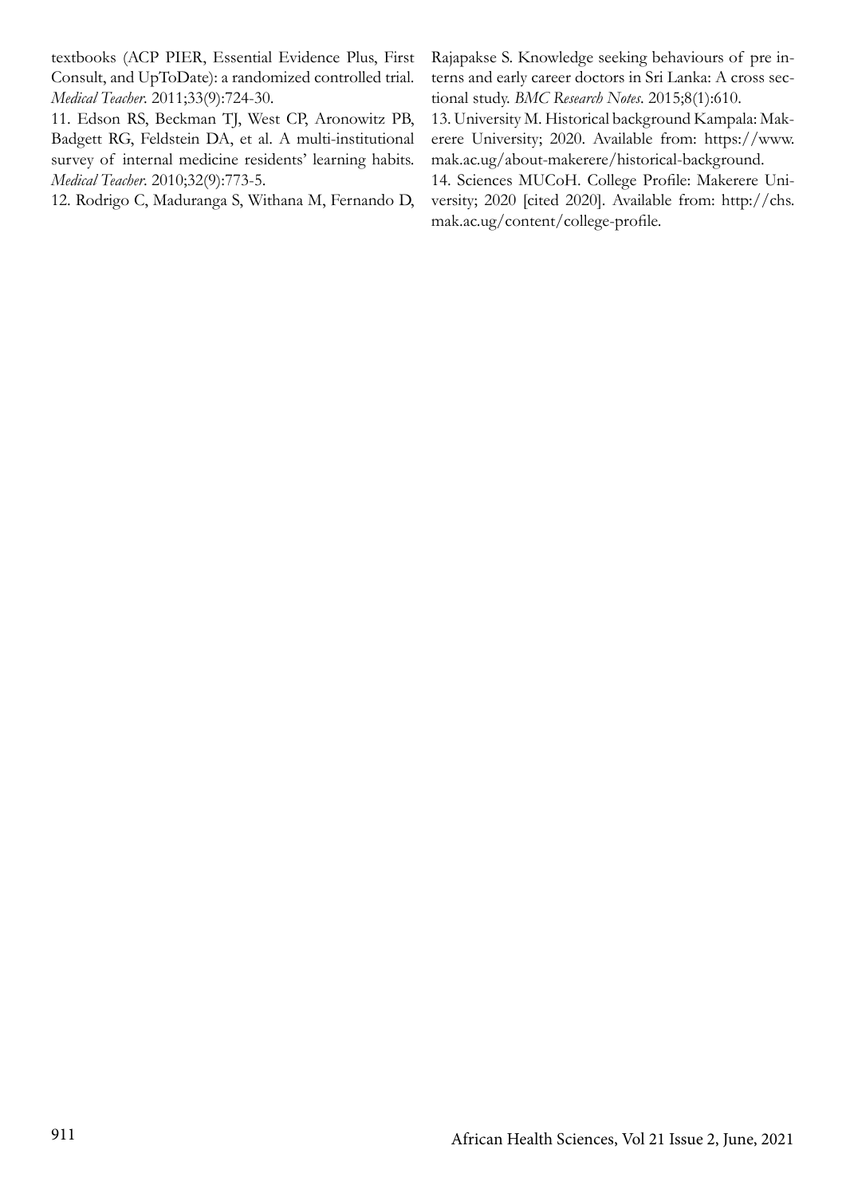textbooks (ACP PIER, Essential Evidence Plus, First Consult, and UpToDate): a randomized controlled trial. *Medical Teacher*. 2011;33(9):724-30.

11. Edson RS, Beckman TJ, West CP, Aronowitz PB, Badgett RG, Feldstein DA, et al. A multi-institutional survey of internal medicine residents' learning habits. *Medical Teacher*. 2010;32(9):773-5.

12. Rodrigo C, Maduranga S, Withana M, Fernando D, Rajapakse S. Knowledge seeking behaviours of pre interns and early career doctors in Sri Lanka: A cross sectional study. *BMC Research Notes*. 2015;8(1):610.

13. University M. Historical background Kampala: Makerere University; 2020. Available from: https://www.mak.ac.ug/about-makerere/historical-background.

14. Sciences MUCoH. College Profile: Makerere University; 2020 [cited 2020]. Available from: http://chs.mak.ac.ug/content/college-profile.